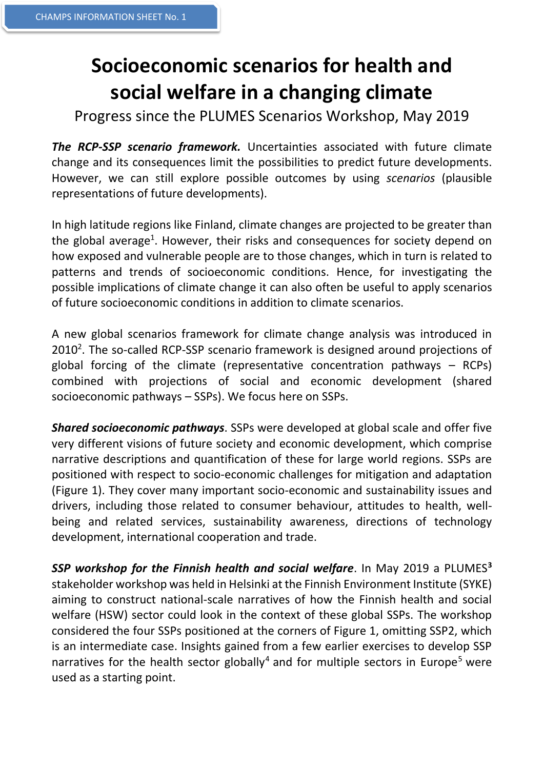CHAMPS INFORMATION SHEET No. 1

# Socioeconomic scenarios for health and social welfare in a changing climate

Progress since the PLUMES Scenarios Workshop, May 2019

***The RCP-SSP scenario framework.*** Uncertainties associated with future climate change and its consequences limit the possibilities to predict future developments. However, we can still explore possible outcomes by using *scenarios* (plausible representations of future developments).

In high latitude regions like Finland, climate changes are projected to be greater than the global average[1]. However, their risks and consequences for society depend on how exposed and vulnerable people are to those changes, which in turn is related to patterns and trends of socioeconomic conditions. Hence, for investigating the possible implications of climate change it can also often be useful to apply scenarios of future socioeconomic conditions in addition to climate scenarios.

A new global scenarios framework for climate change analysis was introduced in 2010[2]. The so-called RCP-SSP scenario framework is designed around projections of global forcing of the climate (representative concentration pathways – RCPs) combined with projections of social and economic development (shared socioeconomic pathways – SSPs). We focus here on SSPs.

***Shared socioeconomic pathways***. SSPs were developed at global scale and offer five very different visions of future society and economic development, which comprise narrative descriptions and quantification of these for large world regions. SSPs are positioned with respect to socio-economic challenges for mitigation and adaptation (Figure 1). They cover many important socio-economic and sustainability issues and drivers, including those related to consumer behaviour, attitudes to health, well-being and related services, sustainability awareness, directions of technology development, international cooperation and trade.

***SSP workshop for the Finnish health and social welfare***. In May 2019 a PLUMES[3] stakeholder workshop was held in Helsinki at the Finnish Environment Institute (SYKE) aiming to construct national-scale narratives of how the Finnish health and social welfare (HSW) sector could look in the context of these global SSPs. The workshop considered the four SSPs positioned at the corners of Figure 1, omitting SSP2, which is an intermediate case. Insights gained from a few earlier exercises to develop SSP narratives for the health sector globally[4] and for multiple sectors in Europe[5] were used as a starting point.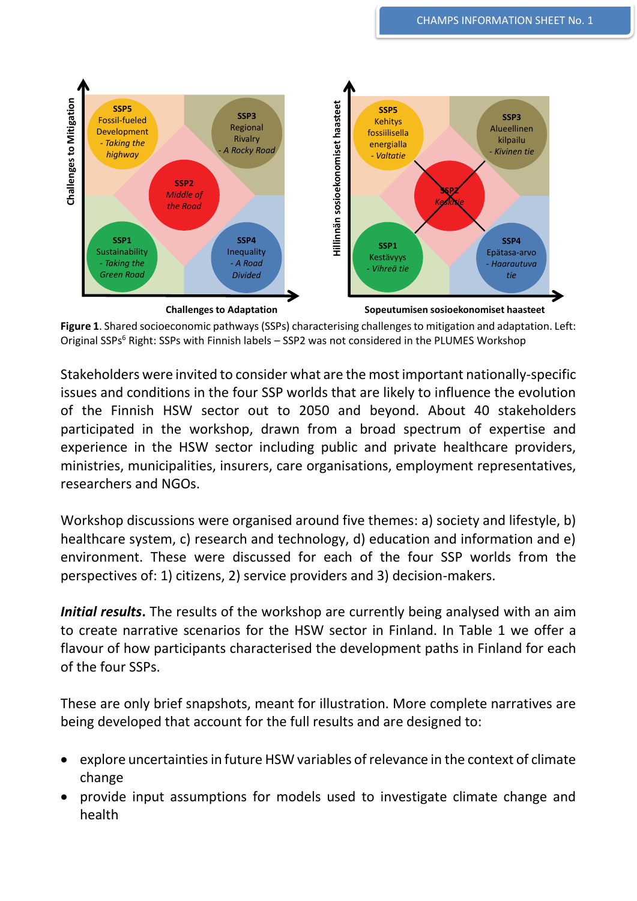**Figure 1**. Shared socioeconomic pathways (SSPs) characterising challenges to mitigation and adaptation. Left: Original SSPs[6] Right: SSPs with Finnish labels – SSP2 was not considered in the PLUMES Workshop

Stakeholders were invited to consider what are the most important nationally-specific issues and conditions in the four SSP worlds that are likely to influence the evolution of the Finnish HSW sector out to 2050 and beyond. About 40 stakeholders participated in the workshop, drawn from a broad spectrum of expertise and experience in the HSW sector including public and private healthcare providers, ministries, municipalities, insurers, care organisations, employment representatives, researchers and NGOs.

Workshop discussions were organised around five themes: a) society and lifestyle, b) healthcare system, c) research and technology, d) education and information and e) environment. These were discussed for each of the four SSP worlds from the perspectives of: 1) citizens, 2) service providers and 3) decision-makers.

***Initial results***. The results of the workshop are currently being analysed with an aim to create narrative scenarios for the HSW sector in Finland. In Table 1 we offer a flavour of how participants characterised the development paths in Finland for each of the four SSPs.

These are only brief snapshots, meant for illustration. More complete narratives are being developed that account for the full results and are designed to:

- explore uncertainties in future HSW variables of relevance in the context of climate change
- provide input assumptions for models used to investigate climate change and health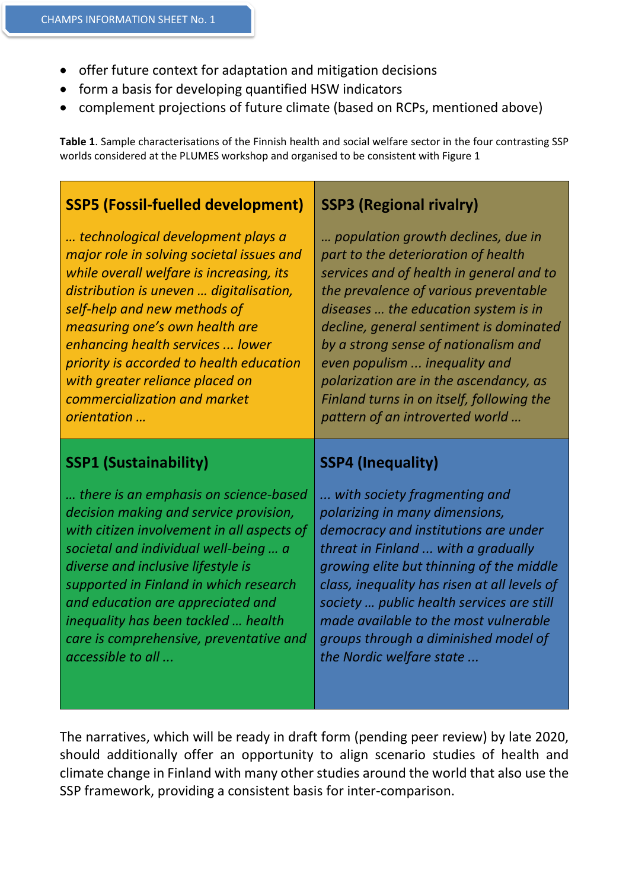- offer future context for adaptation and mitigation decisions
- form a basis for developing quantified HSW indicators
- complement projections of future climate (based on RCPs, mentioned above)

**Table 1**. Sample characterisations of the Finnish health and social welfare sector in the four contrasting SSP worlds considered at the PLUMES workshop and organised to be consistent with Figure 1

| **SSP5 (Fossil-fuelled development)** | **SSP3 (Regional rivalry)** |
|---|---|
| *… technological development plays a major role in solving societal issues and while overall welfare is increasing, its distribution is uneven … digitalisation, self-help and new methods of measuring one's own health are enhancing health services ... lower priority is accorded to health education with greater reliance placed on commercialization and market orientation …* | *… population growth declines, due in part to the deterioration of health services and of health in general and to the prevalence of various preventable diseases … the education system is in decline, general sentiment is dominated by a strong sense of nationalism and even populism ... inequality and polarization are in the ascendancy, as Finland turns in on itself, following the pattern of an introverted world …* |
| **SSP1 (Sustainability)** | **SSP4 (Inequality)** |
| *… there is an emphasis on science-based decision making and service provision, with citizen involvement in all aspects of societal and individual well-being … a diverse and inclusive lifestyle is supported in Finland in which research and education are appreciated and inequality has been tackled … health care is comprehensive, preventative and accessible to all ...* | *... with society fragmenting and polarizing in many dimensions, democracy and institutions are under threat in Finland ... with a gradually growing elite but thinning of the middle class, inequality has risen at all levels of society … public health services are still made available to the most vulnerable groups through a diminished model of the Nordic welfare state ...* |

The narratives, which will be ready in draft form (pending peer review) by late 2020, should additionally offer an opportunity to align scenario studies of health and climate change in Finland with many other studies around the world that also use the SSP framework, providing a consistent basis for inter-comparison.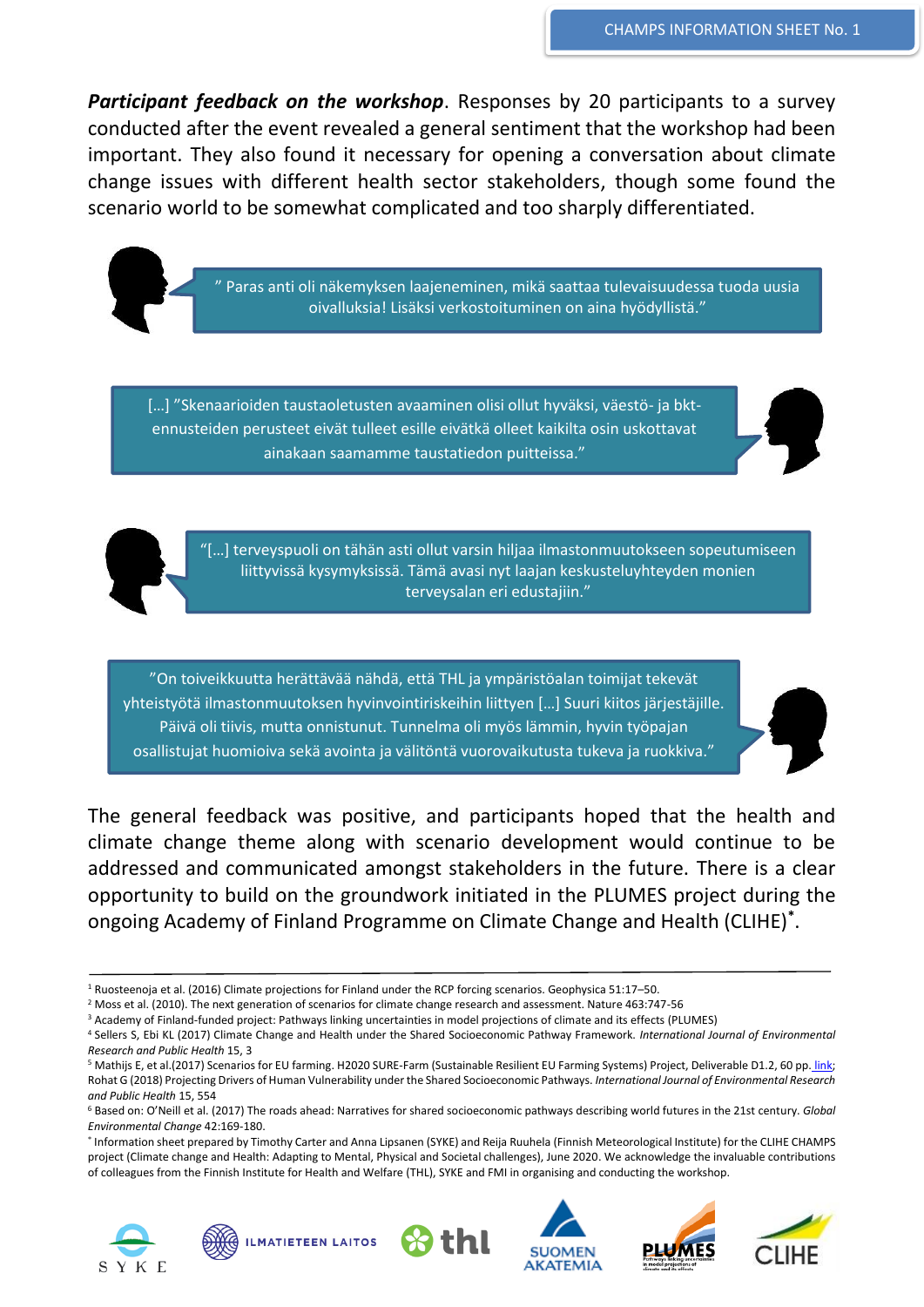***Participant feedback on the workshop***. Responses by 20 participants to a survey conducted after the event revealed a general sentiment that the workshop had been important. They also found it necessary for opening a conversation about climate change issues with different health sector stakeholders, though some found the scenario world to be somewhat complicated and too sharply differentiated.

" Paras anti oli näkemyksen laajeneminen, mikä saattaa tulevaisuudessa tuoda uusia oivalluksia! Lisäksi verkostoituminen on aina hyödyllistä."

[…] "Skenaarioiden taustaoletusten avaaminen olisi ollut hyväksi, väestö- ja bkt-ennusteiden perusteet eivät tulleet esille eivätkä olleet kaikilta osin uskottavat ainakaan saamamme taustatiedon puitteissa."

"[…] terveyspuoli on tähän asti ollut varsin hiljaa ilmastonmuutokseen sopeutumiseen liittyvissä kysymyksissä. Tämä avasi nyt laajan keskusteluyhteyden monien terveysalan eri edustajiin."

"On toiveikkuutta herättävää nähdä, että THL ja ympäristöalan toimijat tekevät yhteistyötä ilmastonmuutoksen hyvinvointiriskeihin liittyen […] Suuri kiitos järjestäjille. Päivä oli tiivis, mutta onnistunut. Tunnelma oli myös lämmin, hyvin työpajan osallistujat huomioiva sekä avointa ja välitöntä vuorovaikutusta tukeva ja ruokkiva."

The general feedback was positive, and participants hoped that the health and climate change theme along with scenario development would continue to be addressed and communicated amongst stakeholders in the future. There is a clear opportunity to build on the groundwork initiated in the PLUMES project during the ongoing Academy of Finland Programme on Climate Change and Health (CLIHE)[*].

---

[1] Ruosteenoja et al. (2016) Climate projections for Finland under the RCP forcing scenarios. Geophysica 51:17–50.
[2] Moss et al. (2010). The next generation of scenarios for climate change research and assessment. Nature 463:747-56
[3] Academy of Finland-funded project: Pathways linking uncertainties in model projections of climate and its effects (PLUMES)
[4] Sellers S, Ebi KL (2017) Climate Change and Health under the Shared Socioeconomic Pathway Framework. *International Journal of Environmental Research and Public Health* 15, 3
[5] Mathijs E, et al.(2017) Scenarios for EU farming. H2020 SURE-Farm (Sustainable Resilient EU Farming Systems) Project, Deliverable D1.2, 60 pp. link; Rohat G (2018) Projecting Drivers of Human Vulnerability under the Shared Socioeconomic Pathways. *International Journal of Environmental Research and Public Health* 15, 554
[6] Based on: O'Neill et al. (2017) The roads ahead: Narratives for shared socioeconomic pathways describing world futures in the 21st century. *Global Environmental Change* 42:169-180.
[*] Information sheet prepared by Timothy Carter and Anna Lipsanen (SYKE) and Reija Ruuhela (Finnish Meteorological Institute) for the CLIHE CHAMPS project (Climate change and Health: Adapting to Mental, Physical and Societal challenges), June 2020. We acknowledge the invaluable contributions of colleagues from the Finnish Institute for Health and Welfare (THL), SYKE and FMI in organising and conducting the workshop.

SYKE | ILMATIETEEN LAITOS | thl | SUOMEN AKATEMIA | PLUMES | CLIHE